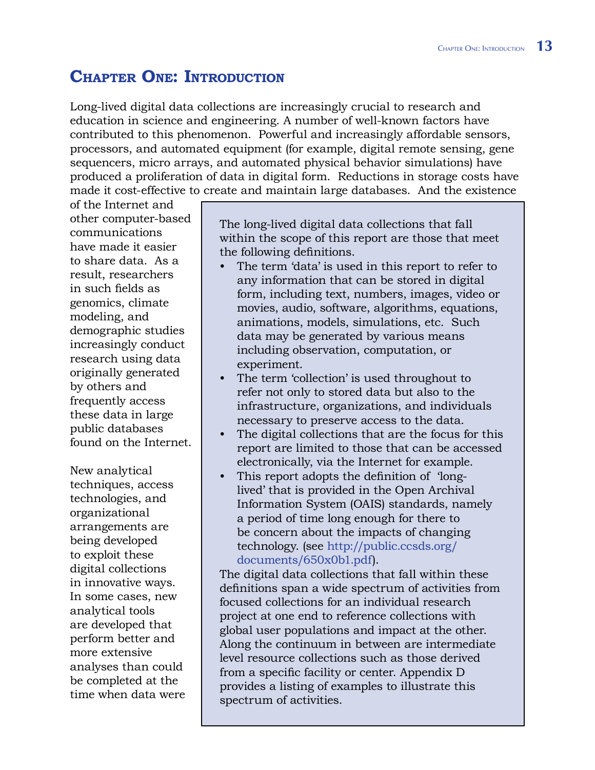# Chapter One: Introduction

Long-lived digital data collections are increasingly crucial to research and education in science and engineering. A number of well-known factors have contributed to this phenomenon. Powerful and increasingly affordable sensors, processors, and automated equipment (for example, digital remote sensing, gene sequencers, micro arrays, and automated physical behavior simulations) have produced a proliferation of data in digital form. Reductions in storage costs have made it cost-effective to create and maintain large databases. And the existence of the Internet and other computer-based communications have made it easier to share data. As a result, researchers in such fields as genomics, climate modeling, and demographic studies increasingly conduct research using data originally generated by others and frequently access these data in large public databases found on the Internet.

New analytical techniques, access technologies, and organizational arrangements are being developed to exploit these digital collections in innovative ways. In some cases, new analytical tools are developed that perform better and more extensive analyses than could be completed at the time when data were

> The long-lived digital data collections that fall within the scope of this report are those that meet the following definitions.
>
> - The term 'data' is used in this report to refer to any information that can be stored in digital form, including text, numbers, images, video or movies, audio, software, algorithms, equations, animations, models, simulations, etc. Such data may be generated by various means including observation, computation, or experiment.
> - The term 'collection' is used throughout to refer not only to stored data but also to the infrastructure, organizations, and individuals necessary to preserve access to the data.
> - The digital collections that are the focus for this report are limited to those that can be accessed electronically, via the Internet for example.
> - This report adopts the definition of 'long-lived' that is provided in the Open Archival Information System (OAIS) standards, namely a period of time long enough for there to be concern about the impacts of changing technology. (see http://public.ccsds.org/documents/650x0b1.pdf).
>
> The digital data collections that fall within these definitions span a wide spectrum of activities from focused collections for an individual research project at one end to reference collections with global user populations and impact at the other. Along the continuum in between are intermediate level resource collections such as those derived from a specific facility or center. Appendix D provides a listing of examples to illustrate this spectrum of activities.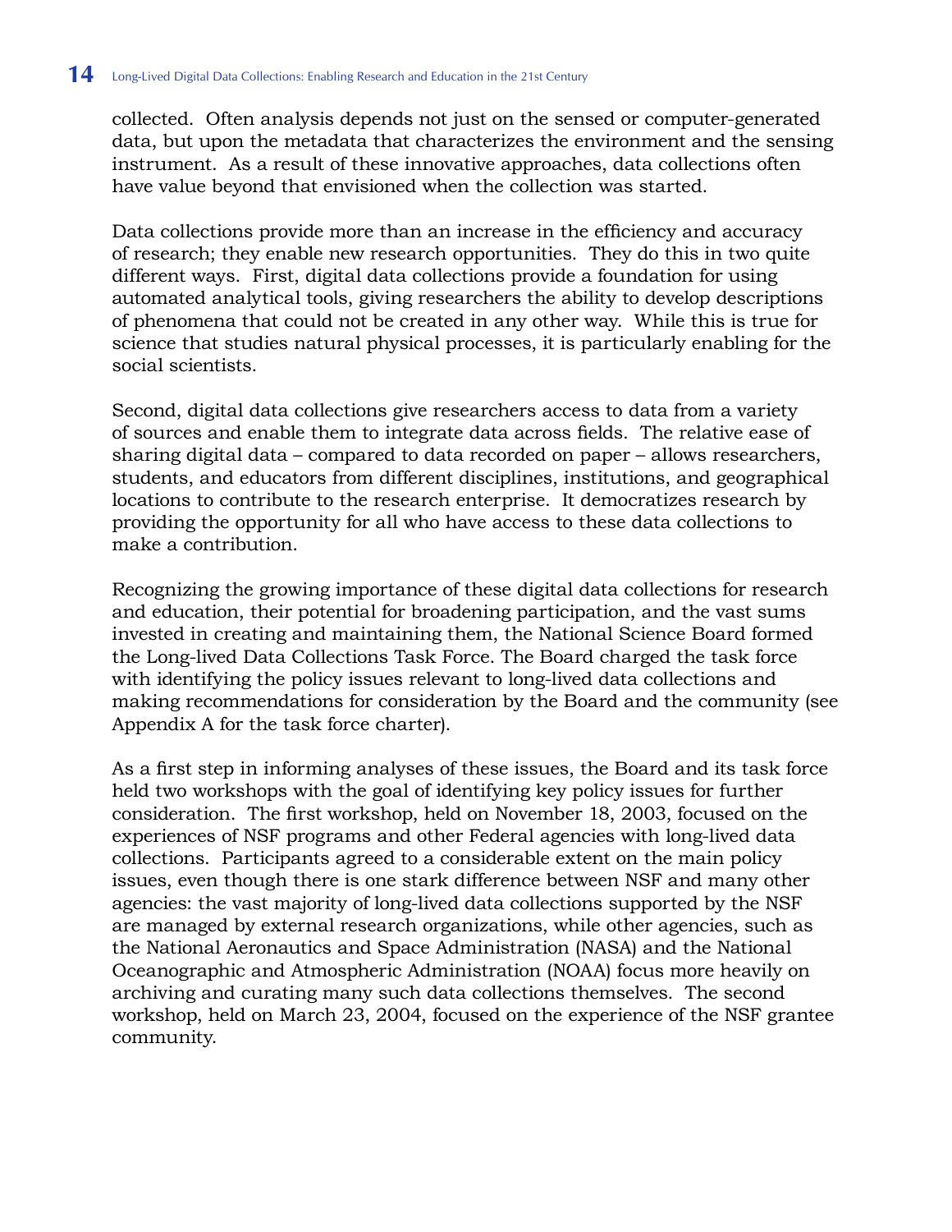collected. Often analysis depends not just on the sensed or computer-generated data, but upon the metadata that characterizes the environment and the sensing instrument. As a result of these innovative approaches, data collections often have value beyond that envisioned when the collection was started.

Data collections provide more than an increase in the efficiency and accuracy of research; they enable new research opportunities. They do this in two quite different ways. First, digital data collections provide a foundation for using automated analytical tools, giving researchers the ability to develop descriptions of phenomena that could not be created in any other way. While this is true for science that studies natural physical processes, it is particularly enabling for the social scientists.

Second, digital data collections give researchers access to data from a variety of sources and enable them to integrate data across fields. The relative ease of sharing digital data – compared to data recorded on paper – allows researchers, students, and educators from different disciplines, institutions, and geographical locations to contribute to the research enterprise. It democratizes research by providing the opportunity for all who have access to these data collections to make a contribution.

Recognizing the growing importance of these digital data collections for research and education, their potential for broadening participation, and the vast sums invested in creating and maintaining them, the National Science Board formed the Long-lived Data Collections Task Force. The Board charged the task force with identifying the policy issues relevant to long-lived data collections and making recommendations for consideration by the Board and the community (see Appendix A for the task force charter).

As a first step in informing analyses of these issues, the Board and its task force held two workshops with the goal of identifying key policy issues for further consideration. The first workshop, held on November 18, 2003, focused on the experiences of NSF programs and other Federal agencies with long-lived data collections. Participants agreed to a considerable extent on the main policy issues, even though there is one stark difference between NSF and many other agencies: the vast majority of long-lived data collections supported by the NSF are managed by external research organizations, while other agencies, such as the National Aeronautics and Space Administration (NASA) and the National Oceanographic and Atmospheric Administration (NOAA) focus more heavily on archiving and curating many such data collections themselves. The second workshop, held on March 23, 2004, focused on the experience of the NSF grantee community.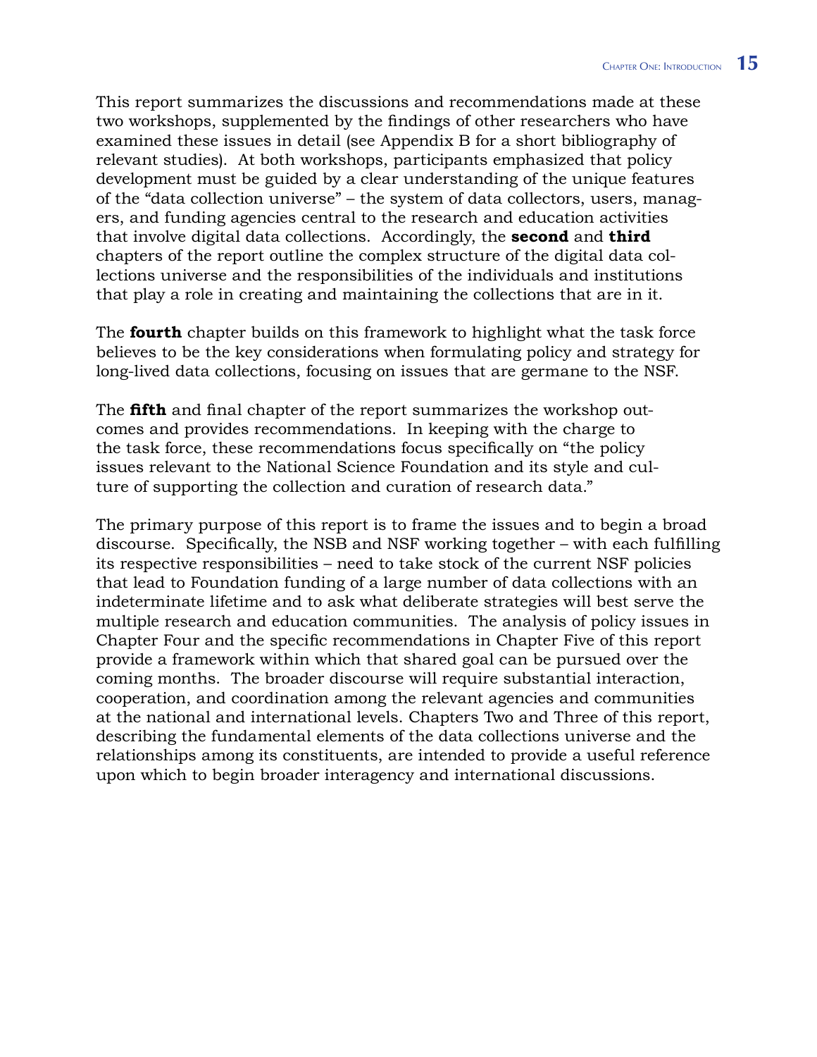This report summarizes the discussions and recommendations made at these two workshops, supplemented by the findings of other researchers who have examined these issues in detail (see Appendix B for a short bibliography of relevant studies). At both workshops, participants emphasized that policy development must be guided by a clear understanding of the unique features of the "data collection universe" – the system of data collectors, users, managers, and funding agencies central to the research and education activities that involve digital data collections. Accordingly, the **second** and **third** chapters of the report outline the complex structure of the digital data collections universe and the responsibilities of the individuals and institutions that play a role in creating and maintaining the collections that are in it.

The **fourth** chapter builds on this framework to highlight what the task force believes to be the key considerations when formulating policy and strategy for long-lived data collections, focusing on issues that are germane to the NSF.

The **fifth** and final chapter of the report summarizes the workshop outcomes and provides recommendations. In keeping with the charge to the task force, these recommendations focus specifically on "the policy issues relevant to the National Science Foundation and its style and culture of supporting the collection and curation of research data."

The primary purpose of this report is to frame the issues and to begin a broad discourse. Specifically, the NSB and NSF working together – with each fulfilling its respective responsibilities – need to take stock of the current NSF policies that lead to Foundation funding of a large number of data collections with an indeterminate lifetime and to ask what deliberate strategies will best serve the multiple research and education communities. The analysis of policy issues in Chapter Four and the specific recommendations in Chapter Five of this report provide a framework within which that shared goal can be pursued over the coming months. The broader discourse will require substantial interaction, cooperation, and coordination among the relevant agencies and communities at the national and international levels. Chapters Two and Three of this report, describing the fundamental elements of the data collections universe and the relationships among its constituents, are intended to provide a useful reference upon which to begin broader interagency and international discussions.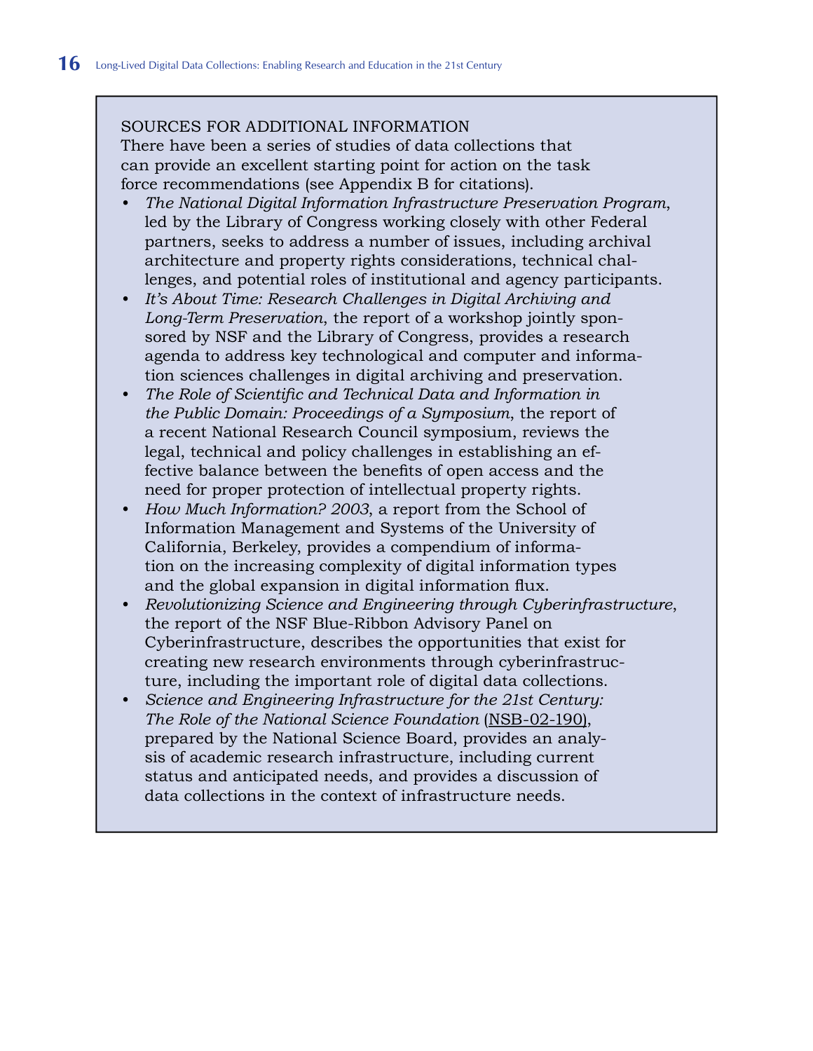## SOURCES FOR ADDITIONAL INFORMATION

There have been a series of studies of data collections that can provide an excellent starting point for action on the task force recommendations (see Appendix B for citations).

- *The National Digital Information Infrastructure Preservation Program*, led by the Library of Congress working closely with other Federal partners, seeks to address a number of issues, including archival architecture and property rights considerations, technical challenges, and potential roles of institutional and agency participants.
- *It's About Time: Research Challenges in Digital Archiving and Long-Term Preservation*, the report of a workshop jointly sponsored by NSF and the Library of Congress, provides a research agenda to address key technological and computer and information sciences challenges in digital archiving and preservation.
- *The Role of Scientific and Technical Data and Information in the Public Domain: Proceedings of a Symposium*, the report of a recent National Research Council symposium, reviews the legal, technical and policy challenges in establishing an effective balance between the benefits of open access and the need for proper protection of intellectual property rights.
- *How Much Information? 2003*, a report from the School of Information Management and Systems of the University of California, Berkeley, provides a compendium of information on the increasing complexity of digital information types and the global expansion in digital information flux.
- *Revolutionizing Science and Engineering through Cyberinfrastructure*, the report of the NSF Blue-Ribbon Advisory Panel on Cyberinfrastructure, describes the opportunities that exist for creating new research environments through cyberinfrastructure, including the important role of digital data collections.
- *Science and Engineering Infrastructure for the 21st Century: The Role of the National Science Foundation* (NSB-02-190), prepared by the National Science Board, provides an analysis of academic research infrastructure, including current status and anticipated needs, and provides a discussion of data collections in the context of infrastructure needs.